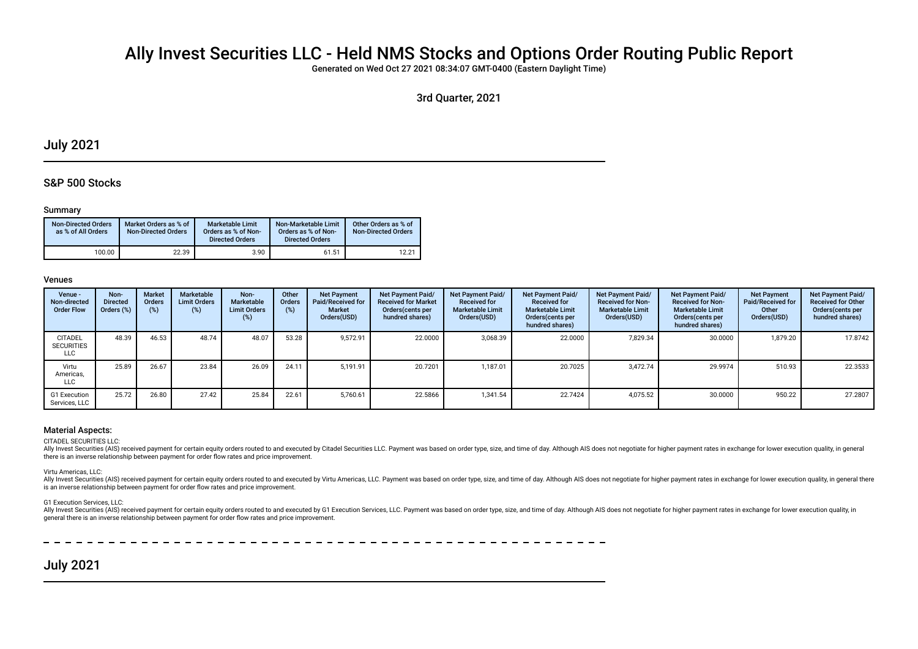# Ally Invest Securities LLC - Held NMS Stocks and Options Order Routing Public Report

Generated on Wed Oct 27 2021 08:34:07 GMT-0400 (Eastern Daylight Time)

3rd Quarter, 2021

## July 2021

### S&P 500 Stocks

#### Summary

| Non-Directed Orders as % of All Orders | Market Orders as % of Non-Directed Orders | Marketable Limit Orders as % of Non-Directed Orders | Non-Marketable Limit Orders as % of Non-Directed Orders | Other Orders as % of Non-Directed Orders |
|---|---|---|---|---|
| 100.00 | 22.39 | 3.90 | 61.51 | 12.21 |

#### Venues

| Venue - Non-directed Order Flow | Non-Directed Orders (%) | Market Orders (%) | Marketable Limit Orders (%) | Non-Marketable Limit Orders (%) | Other Orders (%) | Net Payment Paid/Received for Market Orders(USD) | Net Payment Paid/ Received for Market Orders(cents per hundred shares) | Net Payment Paid/ Received for Marketable Limit Orders(USD) | Net Payment Paid/ Received for Marketable Limit Orders(cents per hundred shares) | Net Payment Paid/ Received for Non-Marketable Limit Orders(USD) | Net Payment Paid/ Received for Non-Marketable Limit Orders(cents per hundred shares) | Net Payment Paid/Received for Other Orders(USD) | Net Payment Paid/ Received for Other Orders(cents per hundred shares) |
|---|---|---|---|---|---|---|---|---|---|---|---|---|---|
| CITADEL SECURITIES LLC | 48.39 | 46.53 | 48.74 | 48.07 | 53.28 | 9,572.91 | 22.0000 | 3,068.39 | 22.0000 | 7,829.34 | 30.0000 | 1,879.20 | 17.8742 |
| Virtu Americas, LLC | 25.89 | 26.67 | 23.84 | 26.09 | 24.11 | 5,191.91 | 20.7201 | 1,187.01 | 20.7025 | 3,472.74 | 29.9974 | 510.93 | 22.3533 |
| G1 Execution Services, LLC | 25.72 | 26.80 | 27.42 | 25.84 | 22.61 | 5,760.61 | 22.5866 | 1,341.54 | 22.7424 | 4,075.52 | 30.0000 | 950.22 | 27.2807 |

#### Material Aspects:

CITADEL SECURITIES LLC:

Ally Invest Securities (AIS) received payment for certain equity orders routed to and executed by Citadel Securities LLC. Payment was based on order type, size, and time of day. Although AIS does not negotiate for higher payment rates in exchange for lower execution quality, in general there is an inverse relationship between payment for order flow rates and price improvement.

Virtu Americas, LLC:

Ally Invest Securities (AIS) received payment for certain equity orders routed to and executed by Virtu Americas, LLC. Payment was based on order type, size, and time of day. Although AIS does not negotiate for higher payment rates in exchange for lower execution quality, in general there is an inverse relationship between payment for order flow rates and price improvement.

G1 Execution Services, LLC:

Ally Invest Securities (AIS) received payment for certain equity orders routed to and executed by G1 Execution Services, LLC. Payment was based on order type, size, and time of day. Although AIS does not negotiate for higher payment rates in exchange for lower execution quality, in general there is an inverse relationship between payment for order flow rates and price improvement.

## July 2021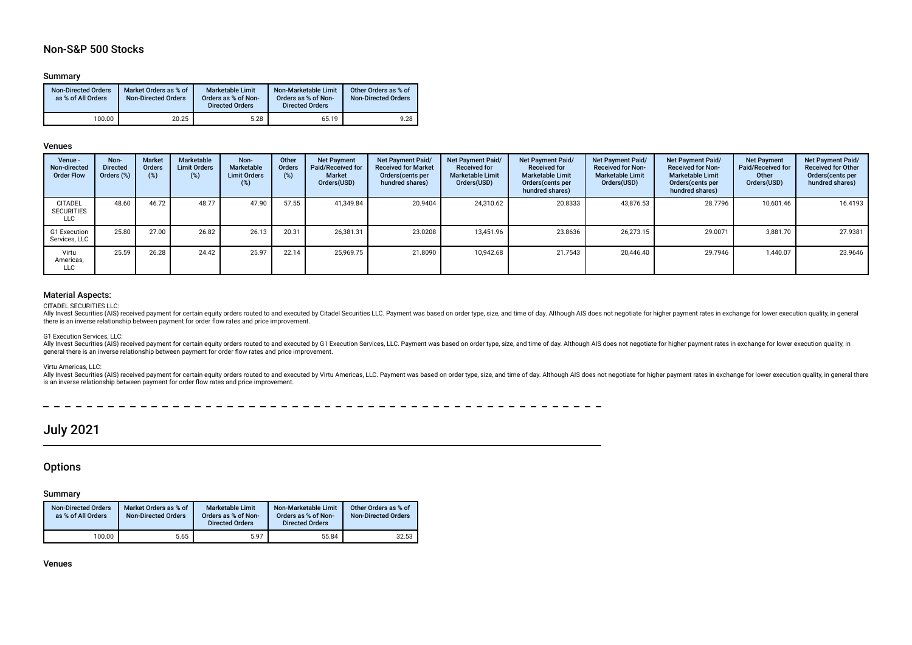## Non-S&P 500 Stocks

### Summary

| Non-Directed Orders as % of All Orders | Market Orders as % of Non-Directed Orders | Marketable Limit Orders as % of Non-Directed Orders | Non-Marketable Limit Orders as % of Non-Directed Orders | Other Orders as % of Non-Directed Orders |
|---|---|---|---|---|
| 100.00 | 20.25 | 5.28 | 65.19 | 9.28 |

### Venues

| Venue - Non-directed Order Flow | Non-Directed Orders (%) | Market Orders (%) | Marketable Limit Orders (%) | Non-Marketable Limit Orders (%) | Other Orders (%) | Net Payment Paid/Received for Market Orders(USD) | Net Payment Paid/ Received for Market Orders(cents per hundred shares) | Net Payment Paid/ Received for Marketable Limit Orders(USD) | Net Payment Paid/ Received for Marketable Limit Orders(cents per hundred shares) | Net Payment Paid/ Received for Non-Marketable Limit Orders(USD) | Net Payment Paid/ Received for Non-Marketable Limit Orders(cents per hundred shares) | Net Payment Paid/Received for Other Orders(USD) | Net Payment Paid/ Received for Other Orders(cents per hundred shares) |
|---|---|---|---|---|---|---|---|---|---|---|---|---|---|
| CITADEL SECURITIES LLC | 48.60 | 46.72 | 48.77 | 47.90 | 57.55 | 41,349.84 | 20.9404 | 24,310.62 | 20.8333 | 43,876.53 | 28.7796 | 10,601.46 | 16.4193 |
| G1 Execution Services, LLC | 25.80 | 27.00 | 26.82 | 26.13 | 20.31 | 26,381.31 | 23.0208 | 13,451.96 | 23.8636 | 26,273.15 | 29.0071 | 3,881.70 | 27.9381 |
| Virtu Americas, LLC | 25.59 | 26.28 | 24.42 | 25.97 | 22.14 | 25,969.75 | 21.8090 | 10,942.68 | 21.7543 | 20,446.40 | 29.7946 | 1,440.07 | 23.9646 |

### Material Aspects:

CITADEL SECURITIES LLC:

Ally Invest Securities (AIS) received payment for certain equity orders routed to and executed by Citadel Securities LLC. Payment was based on order type, size, and time of day. Although AIS does not negotiate for higher payment rates in exchange for lower execution quality, in general there is an inverse relationship between payment for order flow rates and price improvement.

G1 Execution Services, LLC:

Ally Invest Securities (AIS) received payment for certain equity orders routed to and executed by G1 Execution Services, LLC. Payment was based on order type, size, and time of day. Although AIS does not negotiate for higher payment rates in exchange for lower execution quality, in general there is an inverse relationship between payment for order flow rates and price improvement.

Virtu Americas, LLC:

Ally Invest Securities (AIS) received payment for certain equity orders routed to and executed by Virtu Americas, LLC. Payment was based on order type, size, and time of day. Although AIS does not negotiate for higher payment rates in exchange for lower execution quality, in general there is an inverse relationship between payment for order flow rates and price improvement.

# July 2021

## Options

### Summary

| Non-Directed Orders as % of All Orders | Market Orders as % of Non-Directed Orders | Marketable Limit Orders as % of Non-Directed Orders | Non-Marketable Limit Orders as % of Non-Directed Orders | Other Orders as % of Non-Directed Orders |
|---|---|---|---|---|
| 100.00 | 5.65 | 5.97 | 55.84 | 32.53 |

### Venues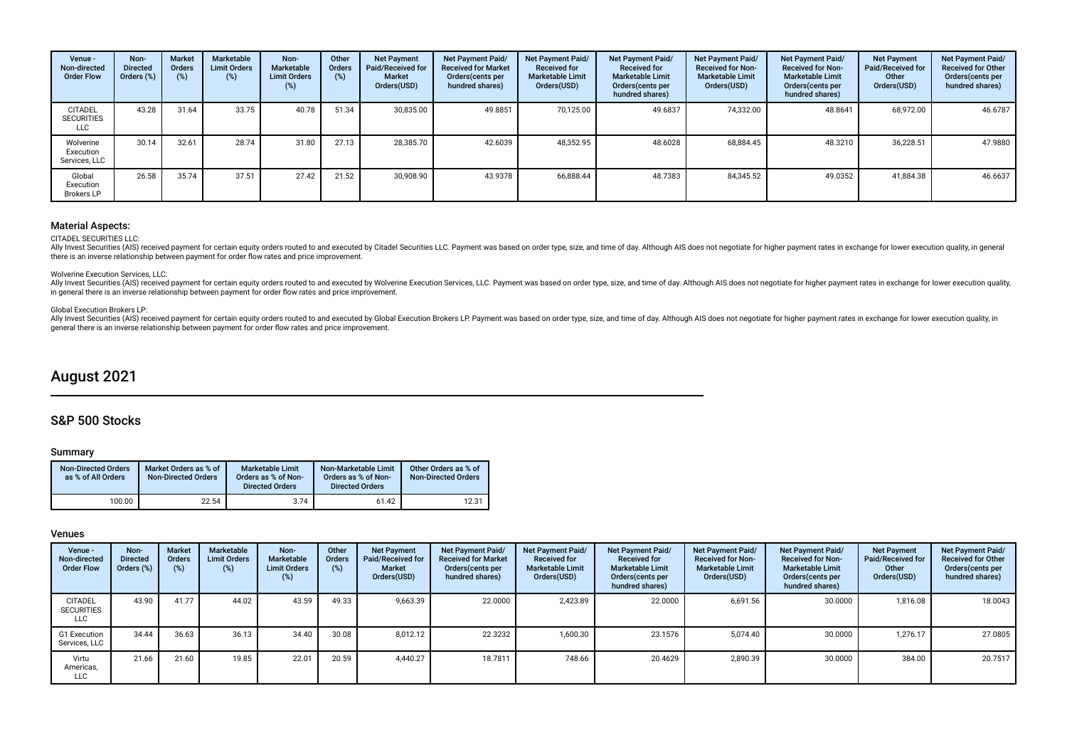| Venue - Non-directed Order Flow | Non-Directed Orders (%) | Market Orders (%) | Marketable Limit Orders (%) | Non-Marketable Limit Orders (%) | Other Orders (%) | Net Payment Paid/Received for Market Orders(USD) | Net Payment Paid/Received for Market Orders(cents per hundred shares) | Net Payment Paid/Received for Marketable Limit Orders(USD) | Net Payment Paid/Received for Marketable Limit Orders(cents per hundred shares) | Net Payment Paid/Received for Non-Marketable Limit Orders(USD) | Net Payment Paid/Received for Non-Marketable Limit Orders(cents per hundred shares) | Net Payment Paid/Received for Other Orders(USD) | Net Payment Paid/Received for Other Orders(cents per hundred shares) |
|---|---|---|---|---|---|---|---|---|---|---|---|---|---|
| CITADEL SECURITIES LLC | 43.28 | 31.64 | 33.75 | 40.78 | 51.34 | 30,835.00 | 49.8851 | 70,125.00 | 49.6837 | 74,332.00 | 48.8641 | 68,972.00 | 46.6787 |
| Wolverine Execution Services, LLC | 30.14 | 32.61 | 28.74 | 31.80 | 27.13 | 28,385.70 | 42.6039 | 48,352.95 | 48.6028 | 68,884.45 | 48.3210 | 36,228.51 | 47.9880 |
| Global Execution Brokers LP | 26.58 | 35.74 | 37.51 | 27.42 | 21.52 | 30,908.90 | 43.9378 | 66,888.44 | 48.7383 | 84,345.52 | 49.0352 | 41,884.38 | 46.6637 |

### Material Aspects:

CITADEL SECURITIES LLC:

Ally Invest Securities (AIS) received payment for certain equity orders routed to and executed by Citadel Securities LLC. Payment was based on order type, size, and time of day. Although AIS does not negotiate for higher payment rates in exchange for lower execution quality, in general there is an inverse relationship between payment for order flow rates and price improvement.

Wolverine Execution Services, LLC:

Ally Invest Securities (AIS) received payment for certain equity orders routed to and executed by Wolverine Execution Services, LLC. Payment was based on order type, size, and time of day. Although AIS does not negotiate for higher payment rates in exchange for lower execution quality, in general there is an inverse relationship between payment for order flow rates and price improvement.

Global Execution Brokers LP:

Ally Invest Securities (AIS) received payment for certain equity orders routed to and executed by Global Execution Brokers LP. Payment was based on order type, size, and time of day. Although AIS does not negotiate for higher payment rates in exchange for lower execution quality, in general there is an inverse relationship between payment for order flow rates and price improvement.

# August 2021

## S&P 500 Stocks

### Summary

| Non-Directed Orders as % of All Orders | Market Orders as % of Non-Directed Orders | Marketable Limit Orders as % of Non-Directed Orders | Non-Marketable Limit Orders as % of Non-Directed Orders | Other Orders as % of Non-Directed Orders |
|---|---|---|---|---|
| 100.00 | 22.54 | 3.74 | 61.42 | 12.31 |

### Venues

| Venue - Non-directed Order Flow | Non-Directed Orders (%) | Market Orders (%) | Marketable Limit Orders (%) | Non-Marketable Limit Orders (%) | Other Orders (%) | Net Payment Paid/Received for Market Orders(USD) | Net Payment Paid/Received for Market Orders(cents per hundred shares) | Net Payment Paid/Received for Marketable Limit Orders(USD) | Net Payment Paid/Received for Marketable Limit Orders(cents per hundred shares) | Net Payment Paid/Received for Non-Marketable Limit Orders(USD) | Net Payment Paid/Received for Non-Marketable Limit Orders(cents per hundred shares) | Net Payment Paid/Received for Other Orders(USD) | Net Payment Paid/Received for Other Orders(cents per hundred shares) |
|---|---|---|---|---|---|---|---|---|---|---|---|---|---|
| CITADEL SECURITIES LLC | 43.90 | 41.77 | 44.02 | 43.59 | 49.33 | 9,663.39 | 22.0000 | 2,423.89 | 22.0000 | 6,691.56 | 30.0000 | 1,816.08 | 18.0043 |
| G1 Execution Services, LLC | 34.44 | 36.63 | 36.13 | 34.40 | 30.08 | 8,012.12 | 22.3232 | 1,600.30 | 23.1576 | 5,074.40 | 30.0000 | 1,276.17 | 27.0805 |
| Virtu Americas, LLC | 21.66 | 21.60 | 19.85 | 22.01 | 20.59 | 4,440.27 | 18.7811 | 748.66 | 20.4629 | 2,890.39 | 30.0000 | 384.00 | 20.7517 |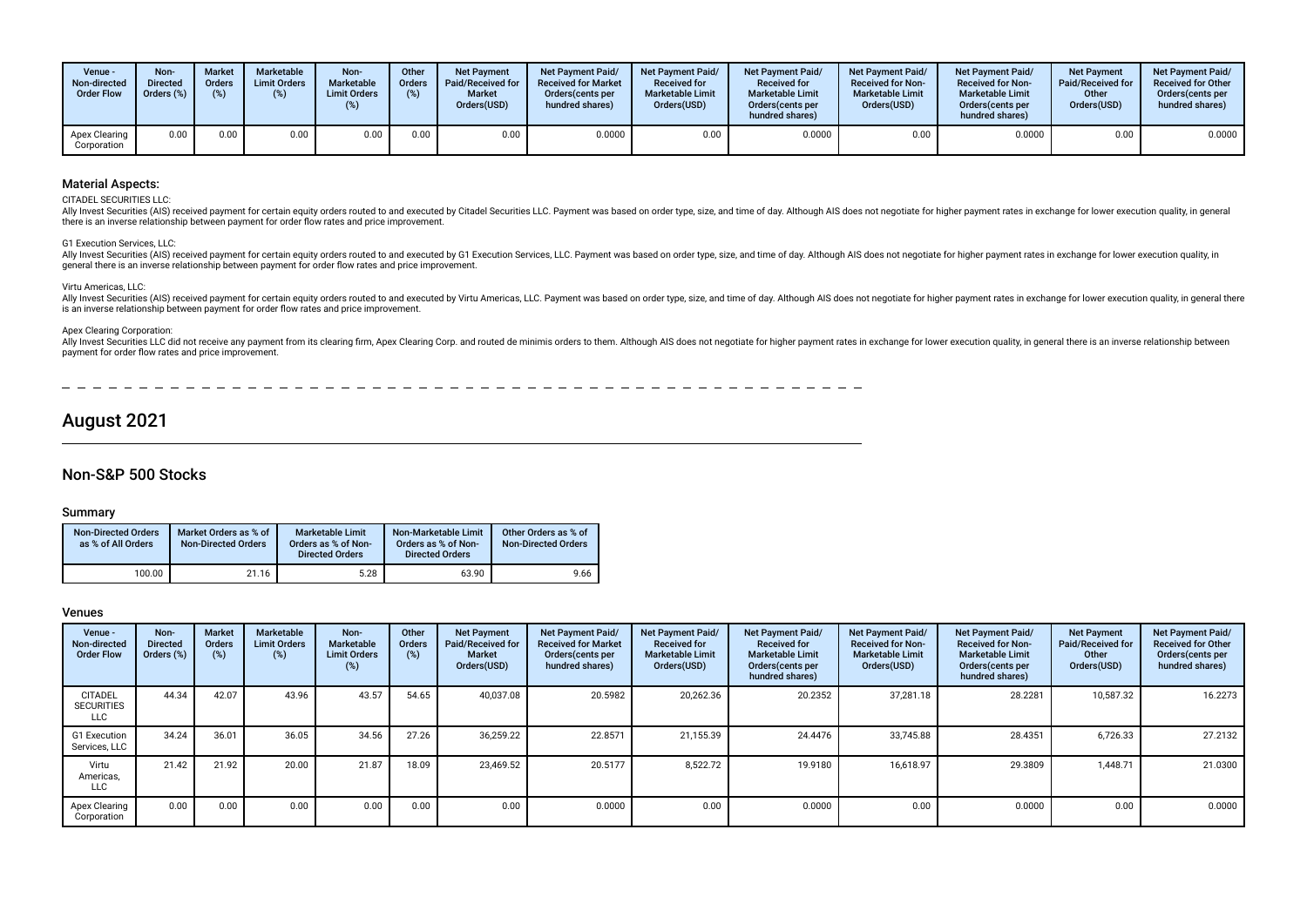| Venue - Non-directed Order Flow | Non-Directed Orders (%) | Market Orders (%) | Marketable Limit Orders (%) | Non-Marketable Limit Orders (%) | Other Orders (%) | Net Payment Paid/Received for Market Orders(USD) | Net Payment Paid/Received for Market Orders(cents per hundred shares) | Net Payment Paid/Received for Marketable Limit Orders(USD) | Net Payment Paid/Received for Marketable Limit Orders(cents per hundred shares) | Net Payment Paid/Received for Non-Marketable Limit Orders(USD) | Net Payment Paid/Received for Non-Marketable Limit Orders(cents per hundred shares) | Net Payment Paid/Received for Other Orders(USD) | Net Payment Paid/Received for Other Orders(cents per hundred shares) |
|---|---|---|---|---|---|---|---|---|---|---|---|---|---|
| Apex Clearing Corporation | 0.00 | 0.00 | 0.00 | 0.00 | 0.00 | 0.00 | 0.0000 | 0.00 | 0.0000 | 0.00 | 0.0000 | 0.00 | 0.0000 |

### Material Aspects:

CITADEL SECURITIES LLC:

Ally Invest Securities (AIS) received payment for certain equity orders routed to and executed by Citadel Securities LLC. Payment was based on order type, size, and time of day. Although AIS does not negotiate for higher payment rates in exchange for lower execution quality, in general there is an inverse relationship between payment for order flow rates and price improvement.

G1 Execution Services, LLC:

Ally Invest Securities (AIS) received payment for certain equity orders routed to and executed by G1 Execution Services, LLC. Payment was based on order type, size, and time of day. Although AIS does not negotiate for higher payment rates in exchange for lower execution quality, in general there is an inverse relationship between payment for order flow rates and price improvement.

Virtu Americas, LLC:

Ally Invest Securities (AIS) received payment for certain equity orders routed to and executed by Virtu Americas, LLC. Payment was based on order type, size, and time of day. Although AIS does not negotiate for higher payment rates in exchange for lower execution quality, in general there is an inverse relationship between payment for order flow rates and price improvement.

Apex Clearing Corporation:

Ally Invest Securities LLC did not receive any payment from its clearing firm, Apex Clearing Corp. and routed de minimis orders to them. Although AIS does not negotiate for higher payment rates in exchange for lower execution quality, in general there is an inverse relationship between payment for order flow rates and price improvement.

# August 2021

## Non-S&P 500 Stocks

### Summary

| Non-Directed Orders as % of All Orders | Market Orders as % of Non-Directed Orders | Marketable Limit Orders as % of Non-Directed Orders | Non-Marketable Limit Orders as % of Non-Directed Orders | Other Orders as % of Non-Directed Orders |
|---|---|---|---|---|
| 100.00 | 21.16 | 5.28 | 63.90 | 9.66 |

### Venues

| Venue - Non-directed Order Flow | Non-Directed Orders (%) | Market Orders (%) | Marketable Limit Orders (%) | Non-Marketable Limit Orders (%) | Other Orders (%) | Net Payment Paid/Received for Market Orders(USD) | Net Payment Paid/Received for Market Orders(cents per hundred shares) | Net Payment Paid/Received for Marketable Limit Orders(USD) | Net Payment Paid/Received for Marketable Limit Orders(cents per hundred shares) | Net Payment Paid/Received for Non-Marketable Limit Orders(USD) | Net Payment Paid/Received for Non-Marketable Limit Orders(cents per hundred shares) | Net Payment Paid/Received for Other Orders(USD) | Net Payment Paid/Received for Other Orders(cents per hundred shares) |
|---|---|---|---|---|---|---|---|---|---|---|---|---|---|
| CITADEL SECURITIES LLC | 44.34 | 42.07 | 43.96 | 43.57 | 54.65 | 40,037.08 | 20.5982 | 20,262.36 | 20.2352 | 37,281.18 | 28.2281 | 10,587.32 | 16.2273 |
| G1 Execution Services, LLC | 34.24 | 36.01 | 36.05 | 34.56 | 27.26 | 36,259.22 | 22.8571 | 21,155.39 | 24.4476 | 33,745.88 | 28.4351 | 6,726.33 | 27.2132 |
| Virtu Americas, LLC | 21.42 | 21.92 | 20.00 | 21.87 | 18.09 | 23,469.52 | 20.5177 | 8,522.72 | 19.9180 | 16,618.97 | 29.3809 | 1,448.71 | 21.0300 |
| Apex Clearing Corporation | 0.00 | 0.00 | 0.00 | 0.00 | 0.00 | 0.00 | 0.0000 | 0.00 | 0.0000 | 0.00 | 0.0000 | 0.00 | 0.0000 |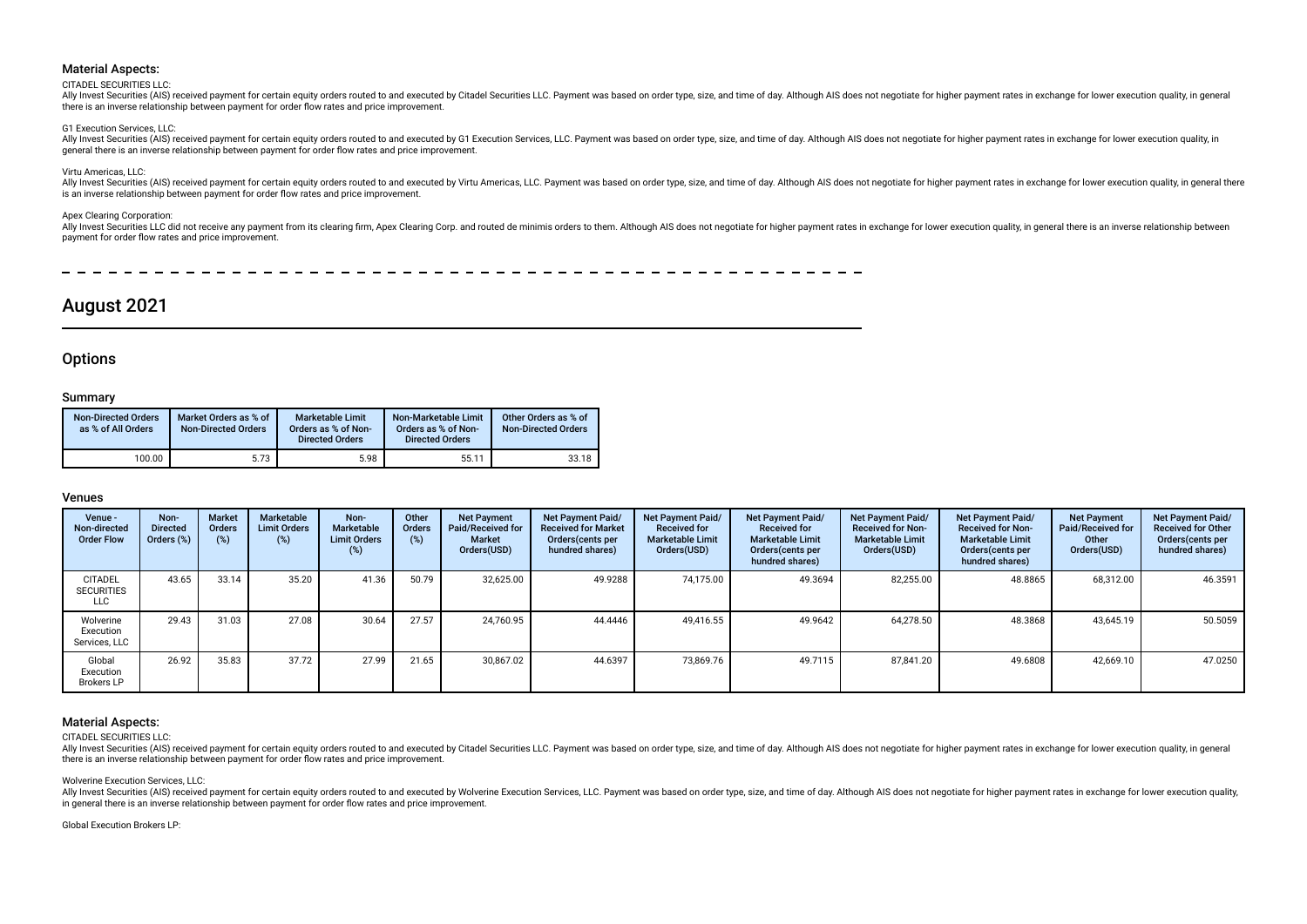### Material Aspects:

CITADEL SECURITIES LLC:

Ally Invest Securities (AIS) received payment for certain equity orders routed to and executed by Citadel Securities LLC. Payment was based on order type, size, and time of day. Although AIS does not negotiate for higher payment rates in exchange for lower execution quality, in general there is an inverse relationship between payment for order flow rates and price improvement.

G1 Execution Services, LLC:

Ally Invest Securities (AIS) received payment for certain equity orders routed to and executed by G1 Execution Services, LLC. Payment was based on order type, size, and time of day. Although AIS does not negotiate for higher payment rates in exchange for lower execution quality, in general there is an inverse relationship between payment for order flow rates and price improvement.

Virtu Americas, LLC:

Ally Invest Securities (AIS) received payment for certain equity orders routed to and executed by Virtu Americas, LLC. Payment was based on order type, size, and time of day. Although AIS does not negotiate for higher payment rates in exchange for lower execution quality, in general there is an inverse relationship between payment for order flow rates and price improvement.

Apex Clearing Corporation:

Ally Invest Securities LLC did not receive any payment from its clearing firm, Apex Clearing Corp. and routed de minimis orders to them. Although AIS does not negotiate for higher payment rates in exchange for lower execution quality, in general there is an inverse relationship between payment for order flow rates and price improvement.

# August 2021

## Options

### Summary

| Non-Directed Orders as % of All Orders | Market Orders as % of Non-Directed Orders | Marketable Limit Orders as % of Non-Directed Orders | Non-Marketable Limit Orders as % of Non-Directed Orders | Other Orders as % of Non-Directed Orders |
|---|---|---|---|---|
| 100.00 | 5.73 | 5.98 | 55.11 | 33.18 |

### Venues

| Venue - Non-directed Order Flow | Non-Directed Orders (%) | Market Orders (%) | Marketable Limit Orders (%) | Non-Marketable Limit Orders (%) | Other Orders (%) | Net Payment Paid/Received for Market Orders(USD) | Net Payment Paid/ Received for Market Orders(cents per hundred shares) | Net Payment Paid/ Received for Marketable Limit Orders(USD) | Net Payment Paid/ Received for Marketable Limit Orders(cents per hundred shares) | Net Payment Paid/ Received for Non-Marketable Limit Orders(USD) | Net Payment Paid/ Received for Non-Marketable Limit Orders(cents per hundred shares) | Net Payment Paid/Received for Other Orders(USD) | Net Payment Paid/ Received for Other Orders(cents per hundred shares) |
|---|---|---|---|---|---|---|---|---|---|---|---|---|---|
| CITADEL SECURITIES LLC | 43.65 | 33.14 | 35.20 | 41.36 | 50.79 | 32,625.00 | 49.9288 | 74,175.00 | 49.3694 | 82,255.00 | 48.8865 | 68,312.00 | 46.3591 |
| Wolverine Execution Services, LLC | 29.43 | 31.03 | 27.08 | 30.64 | 27.57 | 24,760.95 | 44.4446 | 49,416.55 | 49.9642 | 64,278.50 | 48.3868 | 43,645.19 | 50.5059 |
| Global Execution Brokers LP | 26.92 | 35.83 | 37.72 | 27.99 | 21.65 | 30,867.02 | 44.6397 | 73,869.76 | 49.7115 | 87,841.20 | 49.6808 | 42,669.10 | 47.0250 |

### Material Aspects:

CITADEL SECURITIES LLC:

Ally Invest Securities (AIS) received payment for certain equity orders routed to and executed by Citadel Securities LLC. Payment was based on order type, size, and time of day. Although AIS does not negotiate for higher payment rates in exchange for lower execution quality, in general there is an inverse relationship between payment for order flow rates and price improvement.

Wolverine Execution Services, LLC:

Ally Invest Securities (AIS) received payment for certain equity orders routed to and executed by Wolverine Execution Services, LLC. Payment was based on order type, size, and time of day. Although AIS does not negotiate for higher payment rates in exchange for lower execution quality, in general there is an inverse relationship between payment for order flow rates and price improvement.

Global Execution Brokers LP: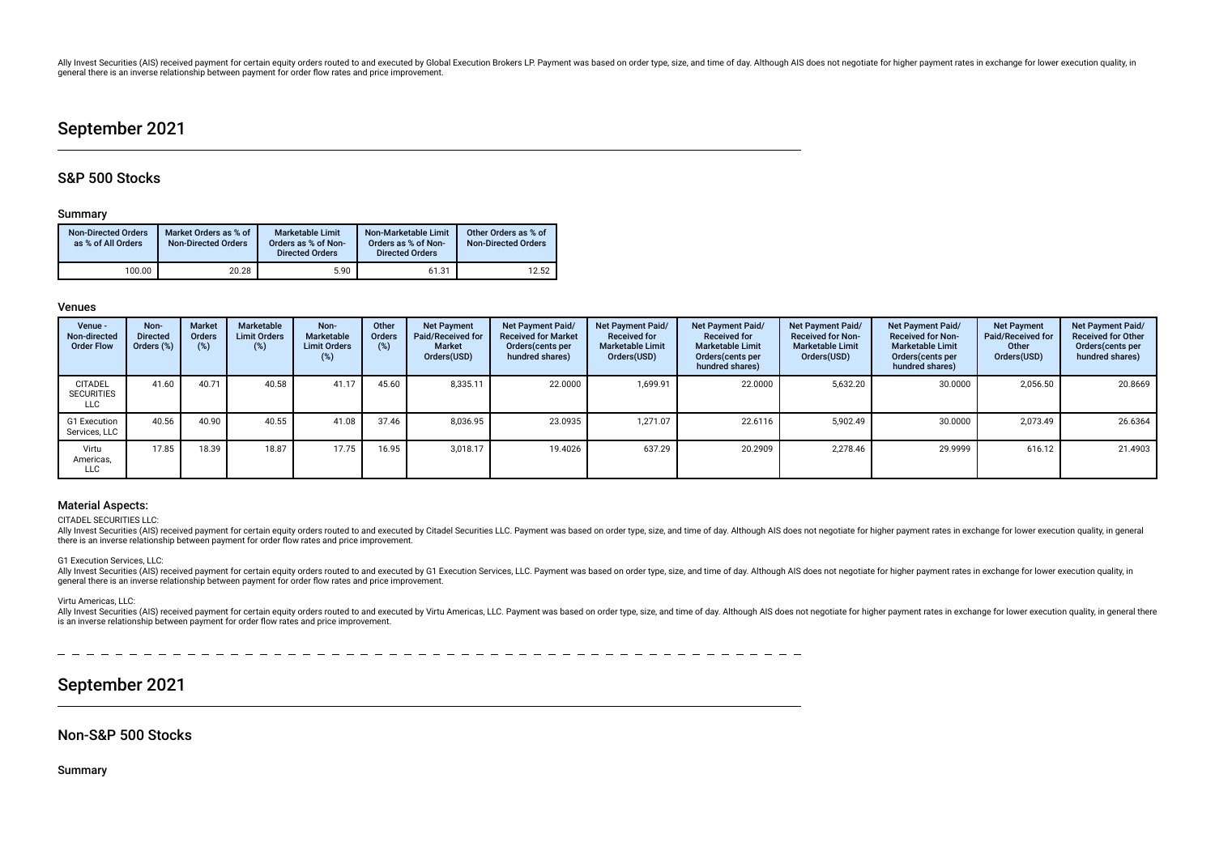Ally Invest Securities (AIS) received payment for certain equity orders routed to and executed by Global Execution Brokers LP. Payment was based on order type, size, and time of day. Although AIS does not negotiate for higher payment rates in exchange for lower execution quality, in general there is an inverse relationship between payment for order flow rates and price improvement.

# September 2021

## S&P 500 Stocks

### Summary

| Non-Directed Orders as % of All Orders | Market Orders as % of Non-Directed Orders | Marketable Limit Orders as % of Non-Directed Orders | Non-Marketable Limit Orders as % of Non-Directed Orders | Other Orders as % of Non-Directed Orders |
|---|---|---|---|---|
| 100.00 | 20.28 | 5.90 | 61.31 | 12.52 |

### Venues

| Venue - Non-directed Order Flow | Non-Directed Orders (%) | Market Orders (%) | Marketable Limit Orders (%) | Non-Marketable Limit Orders (%) | Other Orders (%) | Net Payment Paid/Received for Market Orders(USD) | Net Payment Paid/ Received for Market Orders(cents per hundred shares) | Net Payment Paid/ Received for Marketable Limit Orders(USD) | Net Payment Paid/ Received for Marketable Limit Orders(cents per hundred shares) | Net Payment Paid/ Received for Non-Marketable Limit Orders(USD) | Net Payment Paid/ Received for Non-Marketable Limit Orders(cents per hundred shares) | Net Payment Paid/Received for Other Orders(USD) | Net Payment Paid/ Received for Other Orders(cents per hundred shares) |
|---|---|---|---|---|---|---|---|---|---|---|---|---|---|
| CITADEL SECURITIES LLC | 41.60 | 40.71 | 40.58 | 41.17 | 45.60 | 8,335.11 | 22.0000 | 1,699.91 | 22.0000 | 5,632.20 | 30.0000 | 2,056.50 | 20.8669 |
| G1 Execution Services, LLC | 40.56 | 40.90 | 40.55 | 41.08 | 37.46 | 8,036.95 | 23.0935 | 1,271.07 | 22.6116 | 5,902.49 | 30.0000 | 2,073.49 | 26.6364 |
| Virtu Americas, LLC | 17.85 | 18.39 | 18.87 | 17.75 | 16.95 | 3,018.17 | 19.4026 | 637.29 | 20.2909 | 2,278.46 | 29.9999 | 616.12 | 21.4903 |

### Material Aspects:

CITADEL SECURITIES LLC:

Ally Invest Securities (AIS) received payment for certain equity orders routed to and executed by Citadel Securities LLC. Payment was based on order type, size, and time of day. Although AIS does not negotiate for higher payment rates in exchange for lower execution quality, in general there is an inverse relationship between payment for order flow rates and price improvement.

G1 Execution Services, LLC:

Ally Invest Securities (AIS) received payment for certain equity orders routed to and executed by G1 Execution Services, LLC. Payment was based on order type, size, and time of day. Although AIS does not negotiate for higher payment rates in exchange for lower execution quality, in general there is an inverse relationship between payment for order flow rates and price improvement.

Virtu Americas, LLC:

Ally Invest Securities (AIS) received payment for certain equity orders routed to and executed by Virtu Americas, LLC. Payment was based on order type, size, and time of day. Although AIS does not negotiate for higher payment rates in exchange for lower execution quality, in general there is an inverse relationship between payment for order flow rates and price improvement.

# September 2021

## Non-S&P 500 Stocks

### Summary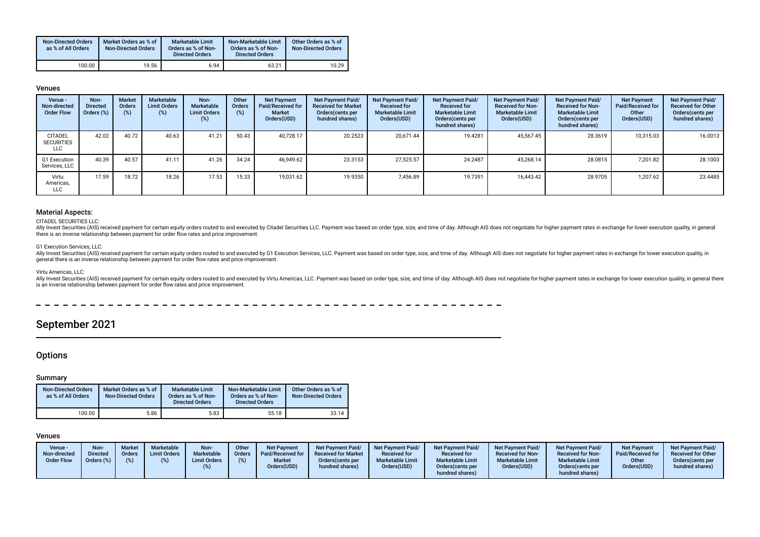| Non-Directed Orders as % of All Orders | Market Orders as % of Non-Directed Orders | Marketable Limit Orders as % of Non-Directed Orders | Non-Marketable Limit Orders as % of Non-Directed Orders | Other Orders as % of Non-Directed Orders |
|---|---|---|---|---|
| 100.00 | 19.56 | 6.94 | 63.21 | 10.29 |

### Venues

| Venue - Non-directed Order Flow | Non-Directed Orders (%) | Market Orders (%) | Marketable Limit Orders (%) | Non-Marketable Limit Orders (%) | Other Orders (%) | Net Payment Paid/Received for Market Orders(USD) | Net Payment Paid/Received for Market Orders(cents per hundred shares) | Net Payment Paid/Received for Marketable Limit Orders(USD) | Net Payment Paid/Received for Marketable Limit Orders(cents per hundred shares) | Net Payment Paid/Received for Non-Marketable Limit Orders(USD) | Net Payment Paid/Received for Non-Marketable Limit Orders(cents per hundred shares) | Net Payment Paid/Received for Other Orders(USD) | Net Payment Paid/Received for Other Orders(cents per hundred shares) |
|---|---|---|---|---|---|---|---|---|---|---|---|---|---|
| CITADEL SECURITIES LLC | 42.02 | 40.72 | 40.63 | 41.21 | 50.43 | 40,728.17 | 20.2523 | 20,671.44 | 19.4281 | 45,567.45 | 28.3619 | 10,315.03 | 16.0013 |
| G1 Execution Services, LLC | 40.39 | 40.57 | 41.11 | 41.26 | 34.24 | 46,949.62 | 23.3153 | 27,525.57 | 24.2487 | 45,268.14 | 28.0815 | 7,201.82 | 28.1003 |
| Virtu Americas, LLC | 17.59 | 18.72 | 18.26 | 17.53 | 15.33 | 19,031.62 | 19.9350 | 7,456.89 | 19.7391 | 16,443.42 | 28.9705 | 1,207.62 | 23.4485 |

### Material Aspects:

CITADEL SECURITIES LLC:

Ally Invest Securities (AIS) received payment for certain equity orders routed to and executed by Citadel Securities LLC. Payment was based on order type, size, and time of day. Although AIS does not negotiate for higher payment rates in exchange for lower execution quality, in general there is an inverse relationship between payment for order flow rates and price improvement.

G1 Execution Services, LLC:

Ally Invest Securities (AIS) received payment for certain equity orders routed to and executed by G1 Execution Services, LLC. Payment was based on order type, size, and time of day. Although AIS does not negotiate for higher payment rates in exchange for lower execution quality, in general there is an inverse relationship between payment for order flow rates and price improvement.

Virtu Americas, LLC:

Ally Invest Securities (AIS) received payment for certain equity orders routed to and executed by Virtu Americas, LLC. Payment was based on order type, size, and time of day. Although AIS does not negotiate for higher payment rates in exchange for lower execution quality, in general there is an inverse relationship between payment for order flow rates and price improvement.

# September 2021

## Options

### Summary

| Non-Directed Orders as % of All Orders | Market Orders as % of Non-Directed Orders | Marketable Limit Orders as % of Non-Directed Orders | Non-Marketable Limit Orders as % of Non-Directed Orders | Other Orders as % of Non-Directed Orders |
|---|---|---|---|---|
| 100.00 | 5.86 | 5.83 | 55.18 | 33.14 |

### Venues

| Venue - Non-directed Order Flow | Non-Directed Orders (%) | Market Orders (%) | Marketable Limit Orders (%) | Non-Marketable Limit Orders (%) | Other Orders (%) | Net Payment Paid/Received for Market Orders(USD) | Net Payment Paid/Received for Market Orders(cents per hundred shares) | Net Payment Paid/Received for Marketable Limit Orders(USD) | Net Payment Paid/Received for Marketable Limit Orders(cents per hundred shares) | Net Payment Paid/Received for Non-Marketable Limit Orders(USD) | Net Payment Paid/Received for Non-Marketable Limit Orders(cents per hundred shares) | Net Payment Paid/Received for Other Orders(USD) | Net Payment Paid/Received for Other Orders(cents per hundred shares) |
|---|---|---|---|---|---|---|---|---|---|---|---|---|---|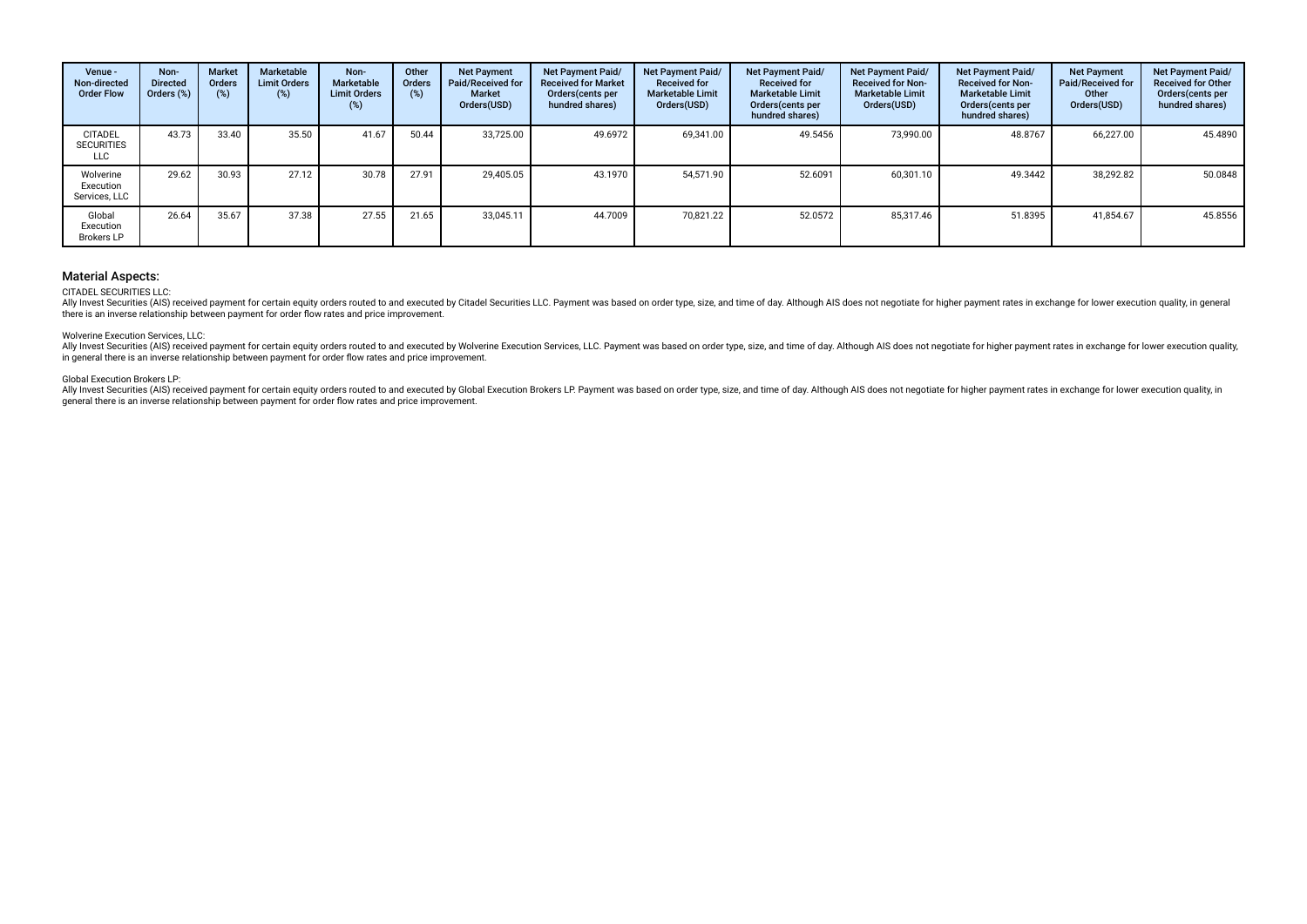| Venue - Non-directed Order Flow | Non-Directed Orders (%) | Market Orders (%) | Marketable Limit Orders (%) | Non-Marketable Limit Orders (%) | Other Orders (%) | Net Payment Paid/Received for Market Orders(USD) | Net Payment Paid/ Received for Market Orders(cents per hundred shares) | Net Payment Paid/ Received for Marketable Limit Orders(USD) | Net Payment Paid/ Received for Marketable Limit Orders(cents per hundred shares) | Net Payment Paid/ Received for Non-Marketable Limit Orders(USD) | Net Payment Paid/ Received for Non-Marketable Limit Orders(cents per hundred shares) | Net Payment Paid/Received for Other Orders(USD) | Net Payment Paid/ Received for Other Orders(cents per hundred shares) |
|---|---|---|---|---|---|---|---|---|---|---|---|---|---|
| CITADEL SECURITIES LLC | 43.73 | 33.40 | 35.50 | 41.67 | 50.44 | 33,725.00 | 49.6972 | 69,341.00 | 49.5456 | 73,990.00 | 48.8767 | 66,227.00 | 45.4890 |
| Wolverine Execution Services, LLC | 29.62 | 30.93 | 27.12 | 30.78 | 27.91 | 29,405.05 | 43.1970 | 54,571.90 | 52.6091 | 60,301.10 | 49.3442 | 38,292.82 | 50.0848 |
| Global Execution Brokers LP | 26.64 | 35.67 | 37.38 | 27.55 | 21.65 | 33,045.11 | 44.7009 | 70,821.22 | 52.0572 | 85,317.46 | 51.8395 | 41,854.67 | 45.8556 |

## Material Aspects:

CITADEL SECURITIES LLC:

Ally Invest Securities (AIS) received payment for certain equity orders routed to and executed by Citadel Securities LLC. Payment was based on order type, size, and time of day. Although AIS does not negotiate for higher payment rates in exchange for lower execution quality, in general there is an inverse relationship between payment for order flow rates and price improvement.

Wolverine Execution Services, LLC:

Ally Invest Securities (AIS) received payment for certain equity orders routed to and executed by Wolverine Execution Services, LLC. Payment was based on order type, size, and time of day. Although AIS does not negotiate for higher payment rates in exchange for lower execution quality, in general there is an inverse relationship between payment for order flow rates and price improvement.

Global Execution Brokers LP:

Ally Invest Securities (AIS) received payment for certain equity orders routed to and executed by Global Execution Brokers LP. Payment was based on order type, size, and time of day. Although AIS does not negotiate for higher payment rates in exchange for lower execution quality, in general there is an inverse relationship between payment for order flow rates and price improvement.